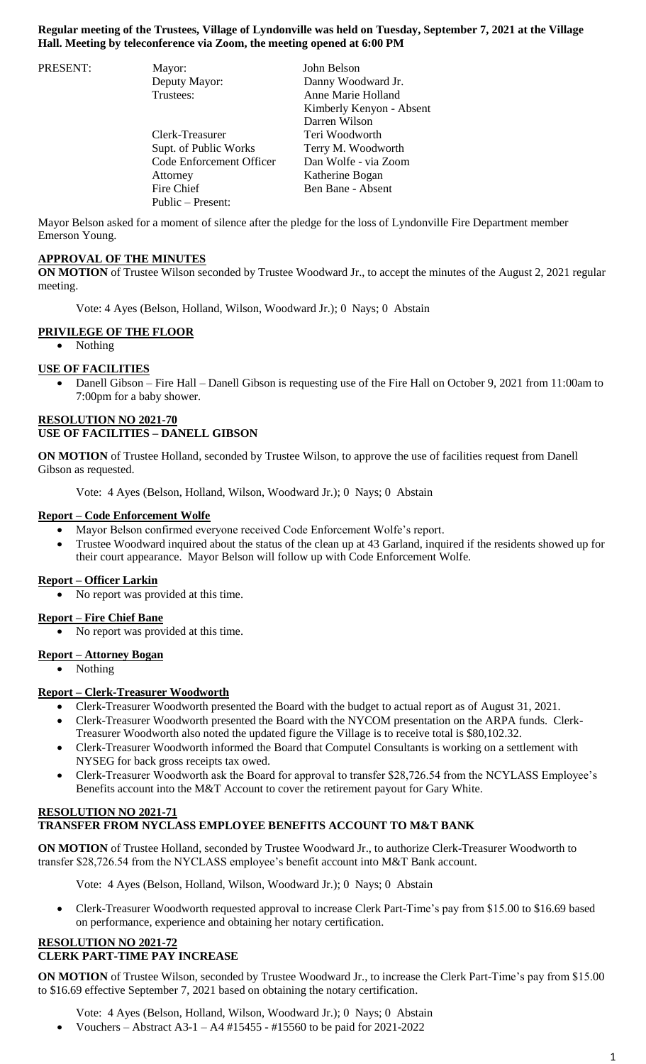**Regular meeting of the Trustees, Village of Lyndonville was held on Tuesday, September 7, 2021 at the Village Hall. Meeting by teleconference via Zoom, the meeting opened at 6:00 PM**

| PRESENT: | Mayor: | John Belson |
|---|---|---|
| | Deputy Mayor: | Danny Woodward Jr. |
| | Trustees: | Anne Marie Holland |
| | | Kimberly Kenyon - Absent |
| | | Darren Wilson |
| | Clerk-Treasurer | Teri Woodworth |
| | Supt. of Public Works | Terry M. Woodworth |
| | Code Enforcement Officer | Dan Wolfe - via Zoom |
| | Attorney | Katherine Bogan |
| | Fire Chief | Ben Bane - Absent |
| | Public – Present: | |

Mayor Belson asked for a moment of silence after the pledge for the loss of Lyndonville Fire Department member Emerson Young.

**APPROVAL OF THE MINUTES**

**ON MOTION** of Trustee Wilson seconded by Trustee Woodward Jr., to accept the minutes of the August 2, 2021 regular meeting.

Vote: 4 Ayes (Belson, Holland, Wilson, Woodward Jr.); 0 Nays; 0 Abstain

**PRIVILEGE OF THE FLOOR**

- Nothing

**USE OF FACILITIES**

- Danell Gibson – Fire Hall – Danell Gibson is requesting use of the Fire Hall on October 9, 2021 from 11:00am to 7:00pm for a baby shower.

**RESOLUTION NO 2021-70**
**USE OF FACILITIES – DANELL GIBSON**

**ON MOTION** of Trustee Holland, seconded by Trustee Wilson, to approve the use of facilities request from Danell Gibson as requested.

Vote: 4 Ayes (Belson, Holland, Wilson, Woodward Jr.); 0 Nays; 0 Abstain

**Report – Code Enforcement Wolfe**

- Mayor Belson confirmed everyone received Code Enforcement Wolfe's report.
- Trustee Woodward inquired about the status of the clean up at 43 Garland, inquired if the residents showed up for their court appearance. Mayor Belson will follow up with Code Enforcement Wolfe.

**Report – Officer Larkin**

- No report was provided at this time.

**Report – Fire Chief Bane**

- No report was provided at this time.

**Report – Attorney Bogan**

- Nothing

**Report – Clerk-Treasurer Woodworth**

- Clerk-Treasurer Woodworth presented the Board with the budget to actual report as of August 31, 2021.
- Clerk-Treasurer Woodworth presented the Board with the NYCOM presentation on the ARPA funds. Clerk-Treasurer Woodworth also noted the updated figure the Village is to receive total is $80,102.32.
- Clerk-Treasurer Woodworth informed the Board that Computel Consultants is working on a settlement with NYSEG for back gross receipts tax owed.
- Clerk-Treasurer Woodworth ask the Board for approval to transfer $28,726.54 from the NCYLASS Employee's Benefits account into the M&T Account to cover the retirement payout for Gary White.

**RESOLUTION NO 2021-71**
**TRANSFER FROM NYCLASS EMPLOYEE BENEFITS ACCOUNT TO M&T BANK**

**ON MOTION** of Trustee Holland, seconded by Trustee Woodward Jr., to authorize Clerk-Treasurer Woodworth to transfer $28,726.54 from the NYCLASS employee's benefit account into M&T Bank account.

Vote: 4 Ayes (Belson, Holland, Wilson, Woodward Jr.); 0 Nays; 0 Abstain

- Clerk-Treasurer Woodworth requested approval to increase Clerk Part-Time's pay from $15.00 to $16.69 based on performance, experience and obtaining her notary certification.

**RESOLUTION NO 2021-72**
**CLERK PART-TIME PAY INCREASE**

**ON MOTION** of Trustee Wilson, seconded by Trustee Woodward Jr., to increase the Clerk Part-Time's pay from $15.00 to $16.69 effective September 7, 2021 based on obtaining the notary certification.

Vote: 4 Ayes (Belson, Holland, Wilson, Woodward Jr.); 0 Nays; 0 Abstain

- Vouchers – Abstract A3-1 – A4 #15455 - #15560 to be paid for 2021-2022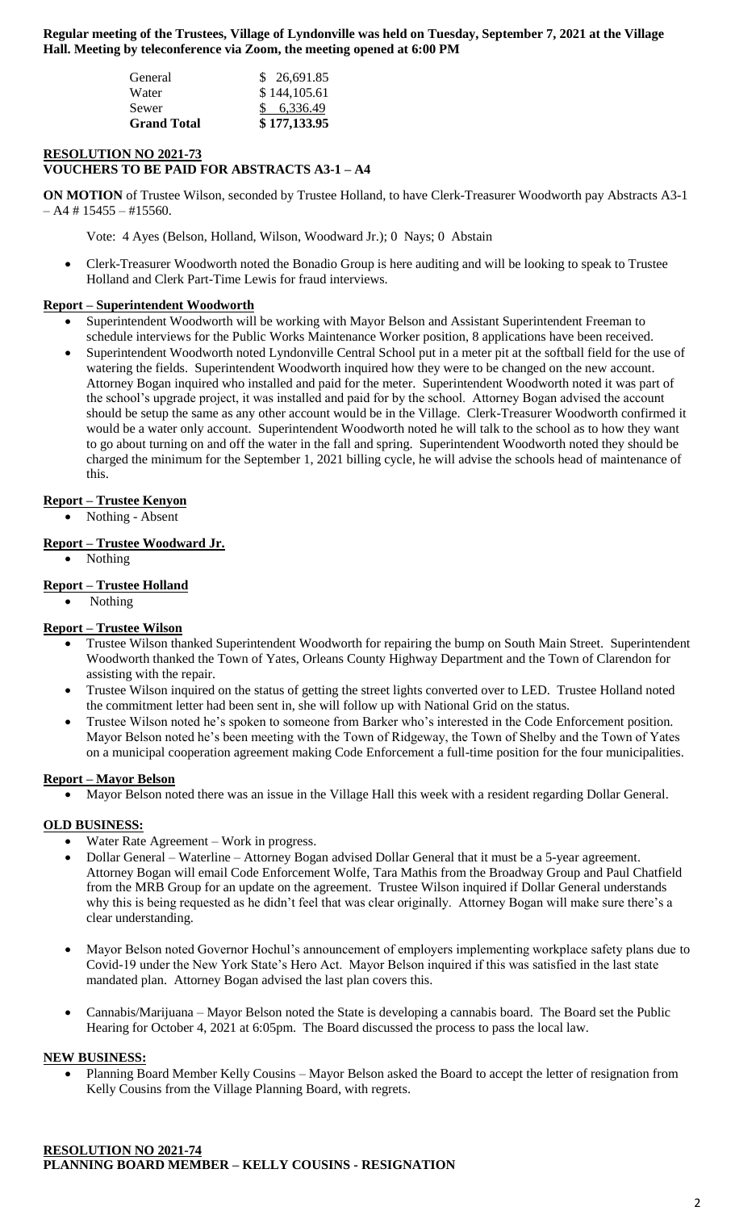**Regular meeting of the Trustees, Village of Lyndonville was held on Tuesday, September 7, 2021 at the Village Hall. Meeting by teleconference via Zoom, the meeting opened at 6:00 PM**

| | |
|---|---|
| General | $ 26,691.85 |
| Water | $ 144,105.61 |
| Sewer | $ 6,336.49 |
| **Grand Total** | **$ 177,133.95** |

**RESOLUTION NO 2021-73**
**VOUCHERS TO BE PAID FOR ABSTRACTS A3-1 – A4**

**ON MOTION** of Trustee Wilson, seconded by Trustee Holland, to have Clerk-Treasurer Woodworth pay Abstracts A3-1 – A4 # 15455 – #15560.

Vote: 4 Ayes (Belson, Holland, Wilson, Woodward Jr.); 0 Nays; 0 Abstain

- Clerk-Treasurer Woodworth noted the Bonadio Group is here auditing and will be looking to speak to Trustee Holland and Clerk Part-Time Lewis for fraud interviews.

**Report – Superintendent Woodworth**

- Superintendent Woodworth will be working with Mayor Belson and Assistant Superintendent Freeman to schedule interviews for the Public Works Maintenance Worker position, 8 applications have been received.
- Superintendent Woodworth noted Lyndonville Central School put in a meter pit at the softball field for the use of watering the fields. Superintendent Woodworth inquired how they were to be changed on the new account. Attorney Bogan inquired who installed and paid for the meter. Superintendent Woodworth noted it was part of the school's upgrade project, it was installed and paid for by the school. Attorney Bogan advised the account should be setup the same as any other account would be in the Village. Clerk-Treasurer Woodworth confirmed it would be a water only account. Superintendent Woodworth noted he will talk to the school as to how they want to go about turning on and off the water in the fall and spring. Superintendent Woodworth noted they should be charged the minimum for the September 1, 2021 billing cycle, he will advise the schools head of maintenance of this.

**Report – Trustee Kenyon**

- Nothing - Absent

**Report – Trustee Woodward Jr.**

- Nothing

**Report – Trustee Holland**

- Nothing

**Report – Trustee Wilson**

- Trustee Wilson thanked Superintendent Woodworth for repairing the bump on South Main Street. Superintendent Woodworth thanked the Town of Yates, Orleans County Highway Department and the Town of Clarendon for assisting with the repair.
- Trustee Wilson inquired on the status of getting the street lights converted over to LED. Trustee Holland noted the commitment letter had been sent in, she will follow up with National Grid on the status.
- Trustee Wilson noted he's spoken to someone from Barker who's interested in the Code Enforcement position. Mayor Belson noted he's been meeting with the Town of Ridgeway, the Town of Shelby and the Town of Yates on a municipal cooperation agreement making Code Enforcement a full-time position for the four municipalities.

**Report – Mayor Belson**

- Mayor Belson noted there was an issue in the Village Hall this week with a resident regarding Dollar General.

**OLD BUSINESS:**

- Water Rate Agreement – Work in progress.
- Dollar General – Waterline – Attorney Bogan advised Dollar General that it must be a 5-year agreement. Attorney Bogan will email Code Enforcement Wolfe, Tara Mathis from the Broadway Group and Paul Chatfield from the MRB Group for an update on the agreement. Trustee Wilson inquired if Dollar General understands why this is being requested as he didn't feel that was clear originally. Attorney Bogan will make sure there's a clear understanding.
- Mayor Belson noted Governor Hochul's announcement of employers implementing workplace safety plans due to Covid-19 under the New York State's Hero Act. Mayor Belson inquired if this was satisfied in the last state mandated plan. Attorney Bogan advised the last plan covers this.
- Cannabis/Marijuana – Mayor Belson noted the State is developing a cannabis board. The Board set the Public Hearing for October 4, 2021 at 6:05pm. The Board discussed the process to pass the local law.

**NEW BUSINESS:**

- Planning Board Member Kelly Cousins – Mayor Belson asked the Board to accept the letter of resignation from Kelly Cousins from the Village Planning Board, with regrets.

**RESOLUTION NO 2021-74**
**PLANNING BOARD MEMBER – KELLY COUSINS - RESIGNATION**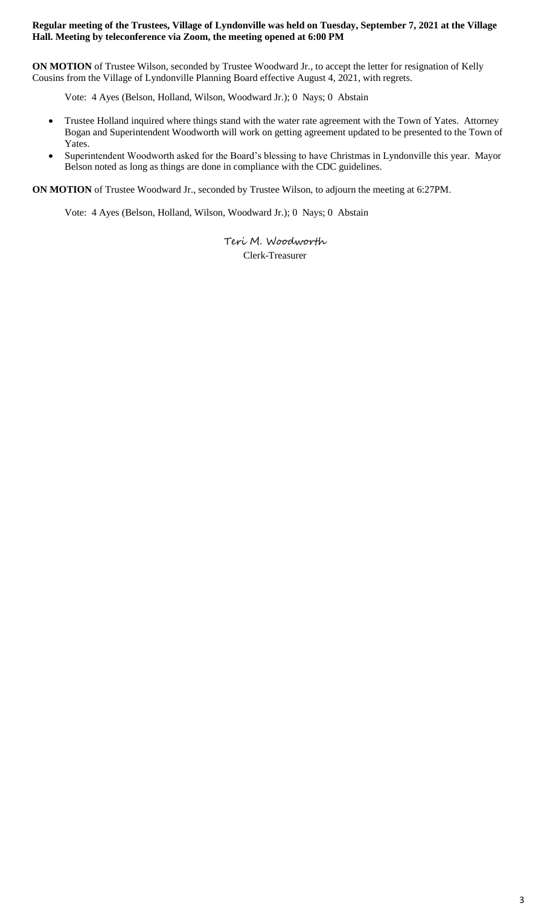**Regular meeting of the Trustees, Village of Lyndonville was held on Tuesday, September 7, 2021 at the Village Hall. Meeting by teleconference via Zoom, the meeting opened at 6:00 PM**

**ON MOTION** of Trustee Wilson, seconded by Trustee Woodward Jr., to accept the letter for resignation of Kelly Cousins from the Village of Lyndonville Planning Board effective August 4, 2021, with regrets.

Vote: 4 Ayes (Belson, Holland, Wilson, Woodward Jr.); 0 Nays; 0 Abstain

- Trustee Holland inquired where things stand with the water rate agreement with the Town of Yates. Attorney Bogan and Superintendent Woodworth will work on getting agreement updated to be presented to the Town of Yates.
- Superintendent Woodworth asked for the Board's blessing to have Christmas in Lyndonville this year. Mayor Belson noted as long as things are done in compliance with the CDC guidelines.

**ON MOTION** of Trustee Woodward Jr., seconded by Trustee Wilson, to adjourn the meeting at 6:27PM.

Vote: 4 Ayes (Belson, Holland, Wilson, Woodward Jr.); 0 Nays; 0 Abstain

Teri M. Woodworth
Clerk-Treasurer